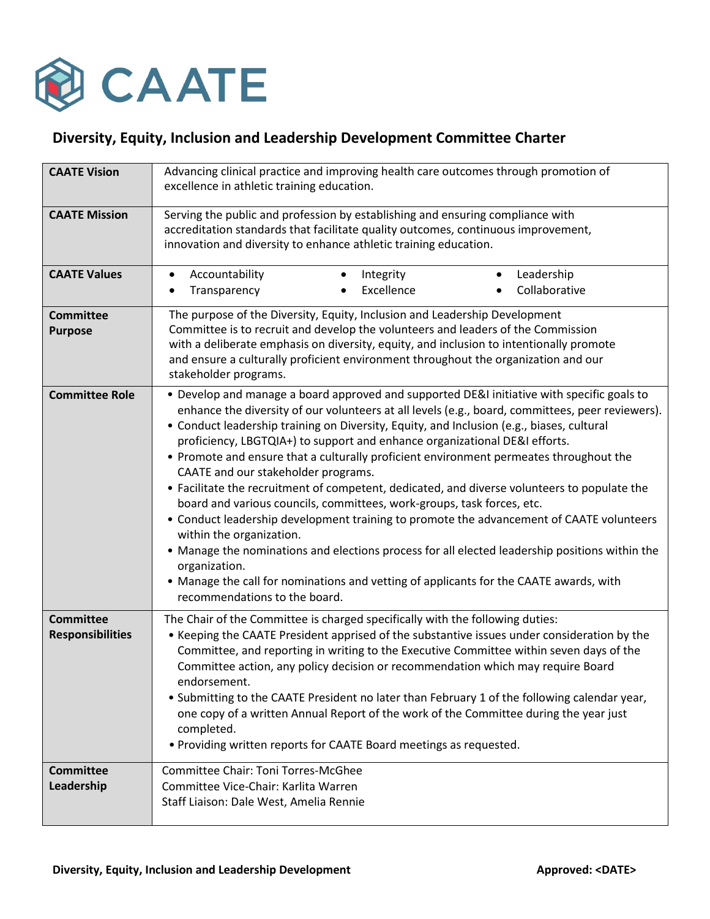CAATE

## Diversity, Equity, Inclusion and Leadership Development Committee Charter

| | |
|---|---|
| **CAATE Vision** | Advancing clinical practice and improving health care outcomes through promotion of excellence in athletic training education. |
| **CAATE Mission** | Serving the public and profession by establishing and ensuring compliance with accreditation standards that facilitate quality outcomes, continuous improvement, innovation and diversity to enhance athletic training education. |
| **CAATE Values** | • Accountability • Integrity • Leadership • Transparency • Excellence • Collaborative |
| **Committee Purpose** | The purpose of the Diversity, Equity, Inclusion and Leadership Development Committee is to recruit and develop the volunteers and leaders of the Commission with a deliberate emphasis on diversity, equity, and inclusion to intentionally promote and ensure a culturally proficient environment throughout the organization and our stakeholder programs. |
| **Committee Role** | • Develop and manage a board approved and supported DE&I initiative with specific goals to enhance the diversity of our volunteers at all levels (e.g., board, committees, peer reviewers).<br>• Conduct leadership training on Diversity, Equity, and Inclusion (e.g., biases, cultural proficiency, LBGTQIA+) to support and enhance organizational DE&I efforts.<br>• Promote and ensure that a culturally proficient environment permeates throughout the CAATE and our stakeholder programs.<br>• Facilitate the recruitment of competent, dedicated, and diverse volunteers to populate the board and various councils, committees, work-groups, task forces, etc.<br>• Conduct leadership development training to promote the advancement of CAATE volunteers within the organization.<br>• Manage the nominations and elections process for all elected leadership positions within the organization.<br>• Manage the call for nominations and vetting of applicants for the CAATE awards, with recommendations to the board. |
| **Committee Responsibilities** | The Chair of the Committee is charged specifically with the following duties:<br>• Keeping the CAATE President apprised of the substantive issues under consideration by the Committee, and reporting in writing to the Executive Committee within seven days of the Committee action, any policy decision or recommendation which may require Board endorsement.<br>• Submitting to the CAATE President no later than February 1 of the following calendar year, one copy of a written Annual Report of the work of the Committee during the year just completed.<br>• Providing written reports for CAATE Board meetings as requested. |
| **Committee Leadership** | Committee Chair: Toni Torres-McGhee<br>Committee Vice-Chair: Karlita Warren<br>Staff Liaison: Dale West, Amelia Rennie |

**Diversity, Equity, Inclusion and Leadership Development** **Approved: <DATE>**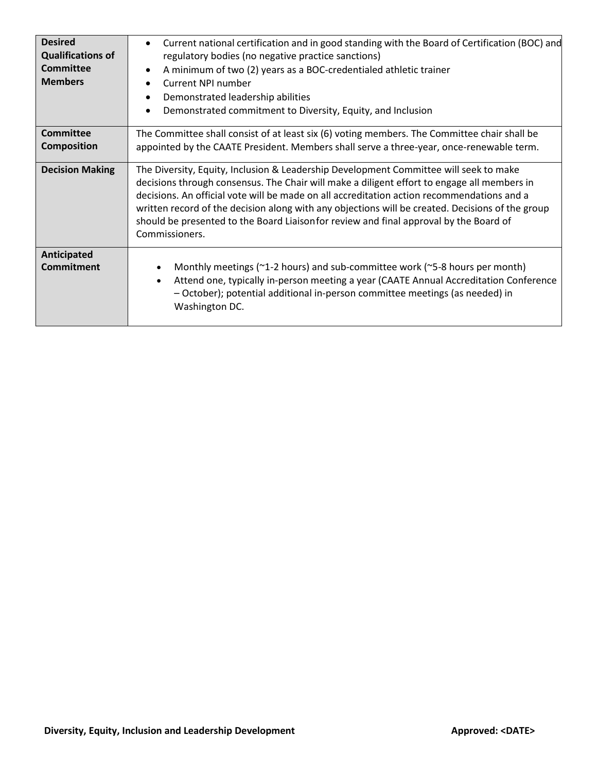| | |
|---|---|
| **Desired Qualifications of Committee Members** | • Current national certification and in good standing with the Board of Certification (BOC) and regulatory bodies (no negative practice sanctions)<br>• A minimum of two (2) years as a BOC-credentialed athletic trainer<br>• Current NPI number<br>• Demonstrated leadership abilities<br>• Demonstrated commitment to Diversity, Equity, and Inclusion |
| **Committee Composition** | The Committee shall consist of at least six (6) voting members. The Committee chair shall be appointed by the CAATE President. Members shall serve a three-year, once-renewable term. |
| **Decision Making** | The Diversity, Equity, Inclusion & Leadership Development Committee will seek to make decisions through consensus. The Chair will make a diligent effort to engage all members in decisions. An official vote will be made on all accreditation action recommendations and a written record of the decision along with any objections will be created. Decisions of the group should be presented to the Board Liaisonfor review and final approval by the Board of Commissioners. |
| **Anticipated Commitment** | • Monthly meetings (~1-2 hours) and sub-committee work (~5-8 hours per month)<br>• Attend one, typically in-person meeting a year (CAATE Annual Accreditation Conference – October); potential additional in-person committee meetings (as needed) in Washington DC. |

**Diversity, Equity, Inclusion and Leadership Development** **Approved: <DATE>**